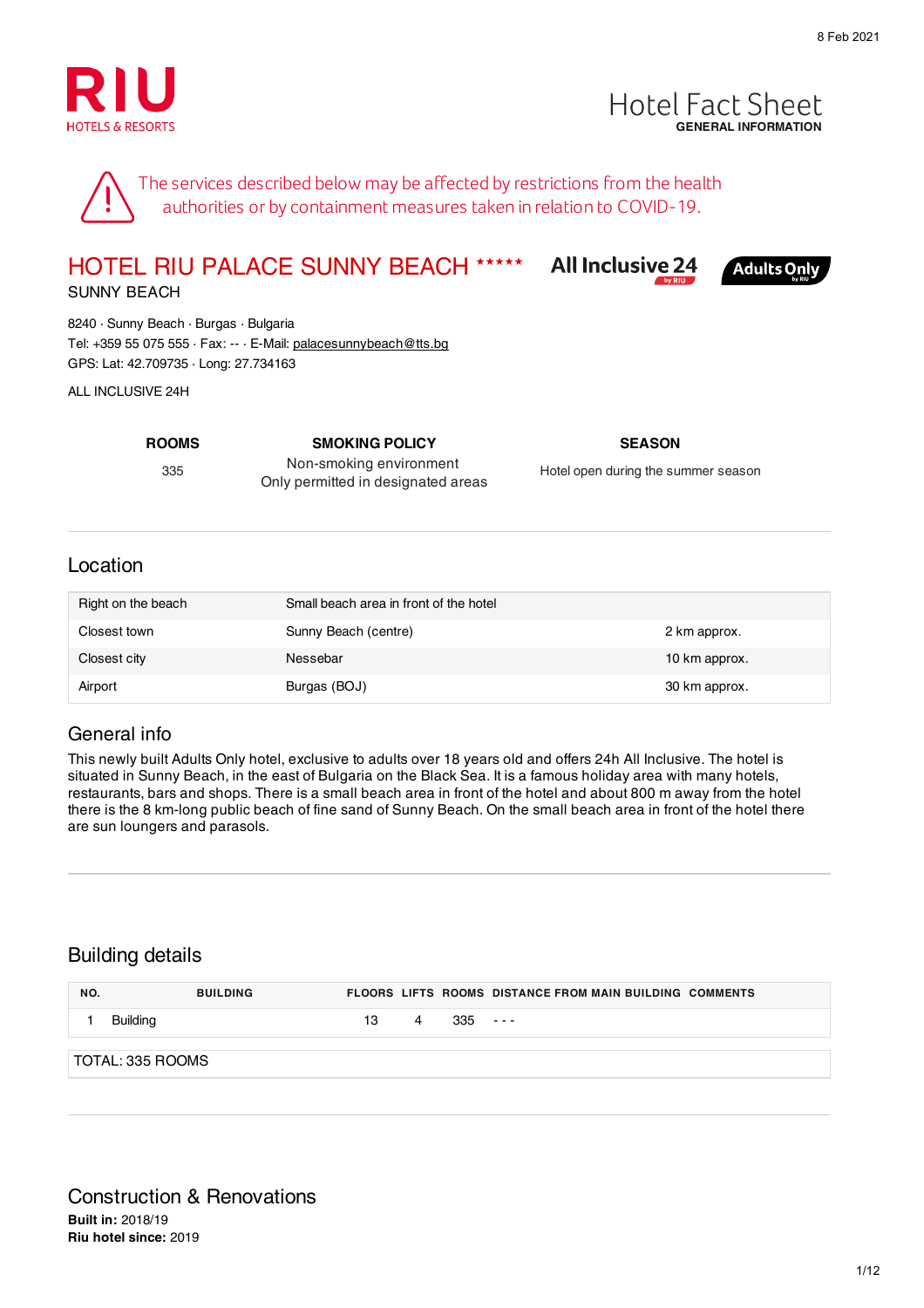8 Feb 2021

RIU HOTELS & RESORTS

# Hotel Fact Sheet
**GENERAL INFORMATION**

The services described below may be affected by restrictions from the health authorities or by containment measures taken in relation to COVID-19.

## HOTEL RIU PALACE SUNNY BEACH *****

All Inclusive 24 by RIU · Adults Only by RIU

SUNNY BEACH

8240 · Sunny Beach · Burgas · Bulgaria
Tel: +359 55 075 555 · Fax: -- · E-Mail: palacesunnybeach@tts.bg
GPS: Lat: 42.709735 · Long: 27.734163

ALL INCLUSIVE 24H

| ROOMS | SMOKING POLICY | SEASON |
|---|---|---|
| 335 | Non-smoking environment<br>Only permitted in designated areas | Hotel open during the summer season |

## Location

| | | |
|---|---|---|
| Right on the beach | Small beach area in front of the hotel | |
| Closest town | Sunny Beach (centre) | 2 km approx. |
| Closest city | Nessebar | 10 km approx. |
| Airport | Burgas (BOJ) | 30 km approx. |

## General info

This newly built Adults Only hotel, exclusive to adults over 18 years old and offers 24h All Inclusive. The hotel is situated in Sunny Beach, in the east of Bulgaria on the Black Sea. It is a famous holiday area with many hotels, restaurants, bars and shops. There is a small beach area in front of the hotel and about 800 m away from the hotel there is the 8 km-long public beach of fine sand of Sunny Beach. On the small beach area in front of the hotel there are sun loungers and parasols.

## Building details

| NO. | BUILDING | FLOORS | LIFTS | ROOMS | DISTANCE FROM MAIN BUILDING | COMMENTS |
|---|---|---|---|---|---|---|
| 1 | Building | 13 | 4 | 335 | - - - | |

TOTAL: 335 ROOMS

## Construction & Renovations

**Built in:** 2018/19
**Riu hotel since:** 2019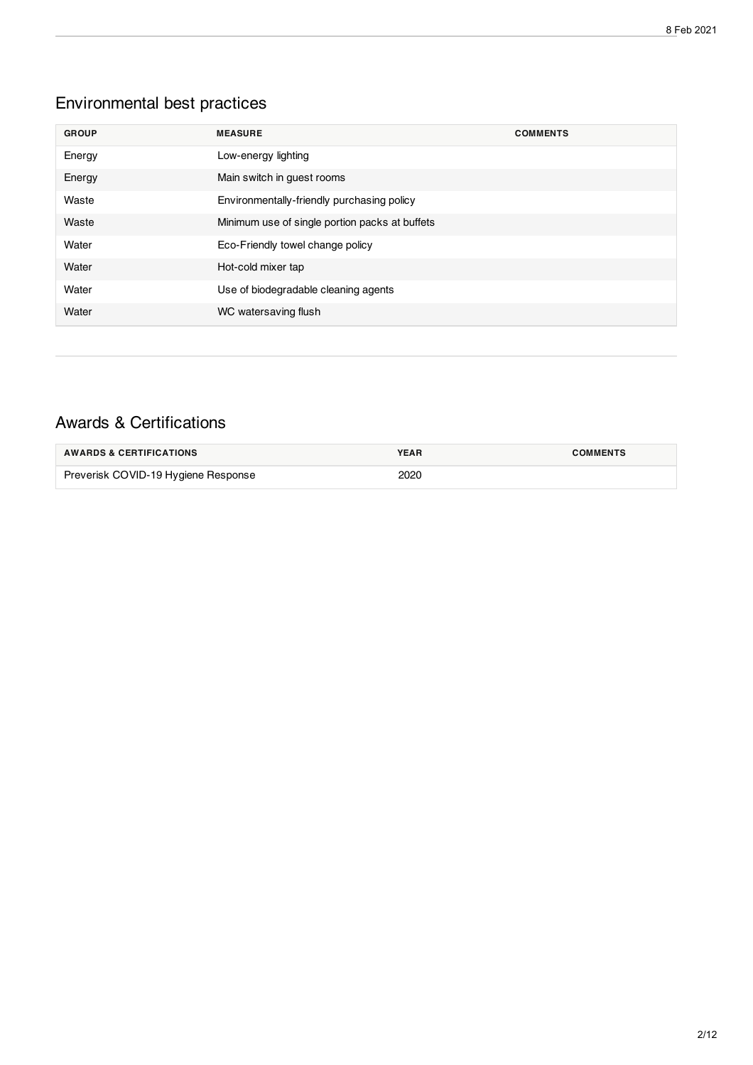## Environmental best practices

| GROUP | MEASURE | COMMENTS |
| --- | --- | --- |
| Energy | Low-energy lighting | |
| Energy | Main switch in guest rooms | |
| Waste | Environmentally-friendly purchasing policy | |
| Waste | Minimum use of single portion packs at buffets | |
| Water | Eco-Friendly towel change policy | |
| Water | Hot-cold mixer tap | |
| Water | Use of biodegradable cleaning agents | |
| Water | WC watersaving flush | |

## Awards & Certifications

| AWARDS & CERTIFICATIONS | YEAR | COMMENTS |
| --- | --- | --- |
| Preverisk COVID-19 Hygiene Response | 2020 | |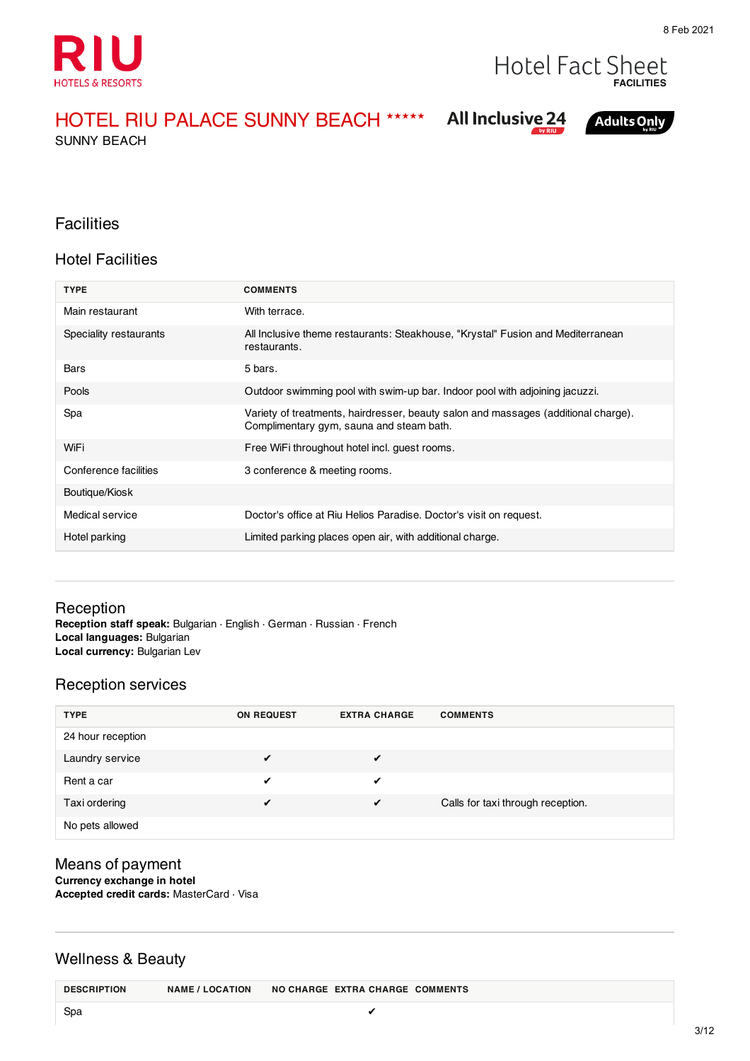# HOTEL RIU PALACE SUNNY BEACH *****

SUNNY BEACH

All Inclusive 24 by RIU · Adults Only by RIU

Hotel Fact Sheet
**FACILITIES**

8 Feb 2021

## Facilities

### Hotel Facilities

| TYPE | COMMENTS |
|---|---|
| Main restaurant | With terrace. |
| Speciality restaurants | All Inclusive theme restaurants: Steakhouse, "Krystal" Fusion and Mediterranean restaurants. |
| Bars | 5 bars. |
| Pools | Outdoor swimming pool with swim-up bar. Indoor pool with adjoining jacuzzi. |
| Spa | Variety of treatments, hairdresser, beauty salon and massages (additional charge). Complimentary gym, sauna and steam bath. |
| WiFi | Free WiFi throughout hotel incl. guest rooms. |
| Conference facilities | 3 conference & meeting rooms. |
| Boutique/Kiosk | |
| Medical service | Doctor's office at Riu Helios Paradise. Doctor's visit on request. |
| Hotel parking | Limited parking places open air, with additional charge. |

## Reception

**Reception staff speak:** Bulgarian · English · German · Russian · French
**Local languages:** Bulgarian
**Local currency:** Bulgarian Lev

### Reception services

| TYPE | ON REQUEST | EXTRA CHARGE | COMMENTS |
|---|---|---|---|
| 24 hour reception | | | |
| Laundry service | ✔ | ✔ | |
| Rent a car | ✔ | ✔ | |
| Taxi ordering | ✔ | ✔ | Calls for taxi through reception. |
| No pets allowed | | | |

### Means of payment

**Currency exchange in hotel**
**Accepted credit cards:** MasterCard · Visa

## Wellness & Beauty

| DESCRIPTION | NAME / LOCATION | NO CHARGE | EXTRA CHARGE | COMMENTS |
|---|---|---|---|---|
| Spa | | | ✔ | |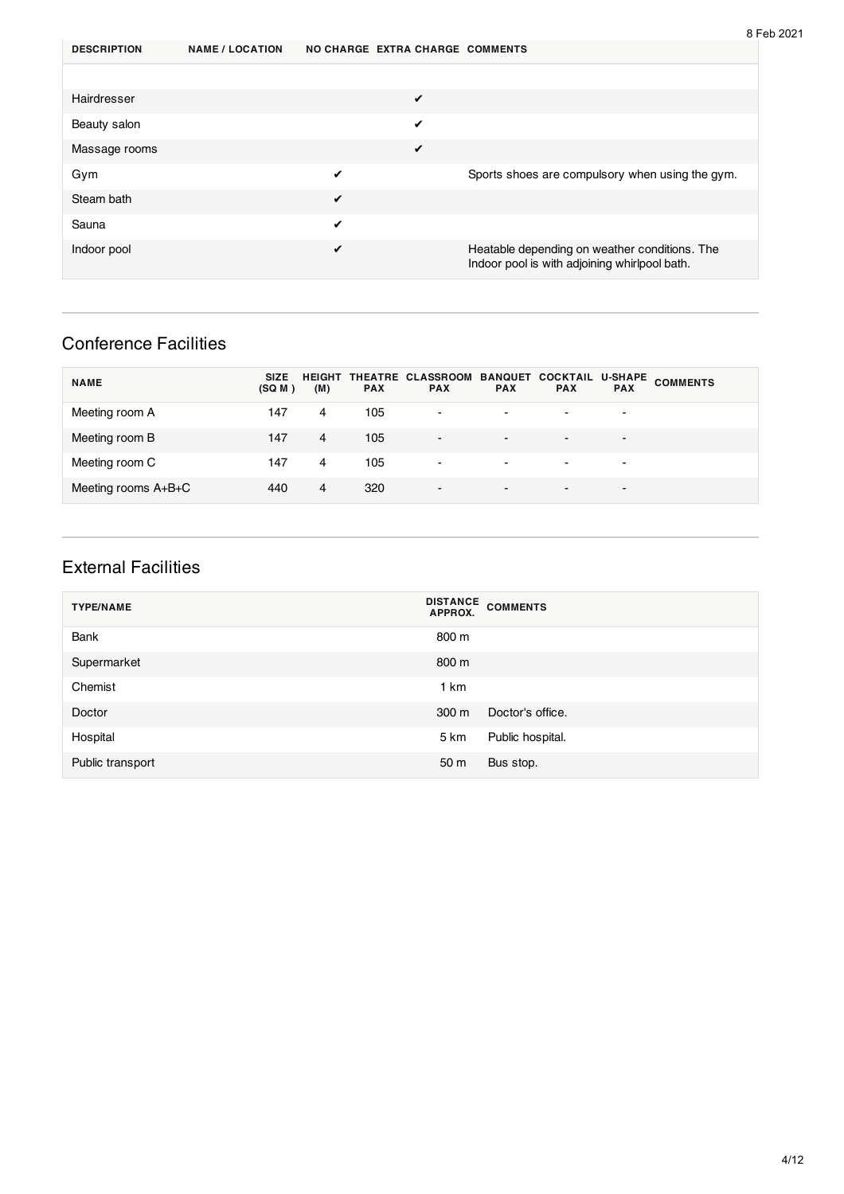| DESCRIPTION | NAME / LOCATION | NO CHARGE | EXTRA CHARGE | COMMENTS |
|---|---|---|---|---|
| | | | | |
| Hairdresser | | | ✔ | |
| Beauty salon | | | ✔ | |
| Massage rooms | | | ✔ | |
| Gym | | ✔ | | Sports shoes are compulsory when using the gym. |
| Steam bath | | ✔ | | |
| Sauna | | ✔ | | |
| Indoor pool | | ✔ | | Heatable depending on weather conditions. The Indoor pool is with adjoining whirlpool bath. |

## Conference Facilities

| NAME | SIZE (SQ M ) | HEIGHT (M) | THEATRE PAX | CLASSROOM PAX | BANQUET PAX | COCKTAIL PAX | U-SHAPE PAX | COMMENTS |
|---|---|---|---|---|---|---|---|---|
| Meeting room A | 147 | 4 | 105 | - | - | - | - | |
| Meeting room B | 147 | 4 | 105 | - | - | - | - | |
| Meeting room C | 147 | 4 | 105 | - | - | - | - | |
| Meeting rooms A+B+C | 440 | 4 | 320 | - | - | - | - | |

## External Facilities

| TYPE/NAME | DISTANCE APPROX. | COMMENTS |
|---|---|---|
| Bank | 800 m | |
| Supermarket | 800 m | |
| Chemist | 1 km | |
| Doctor | 300 m | Doctor's office. |
| Hospital | 5 km | Public hospital. |
| Public transport | 50 m | Bus stop. |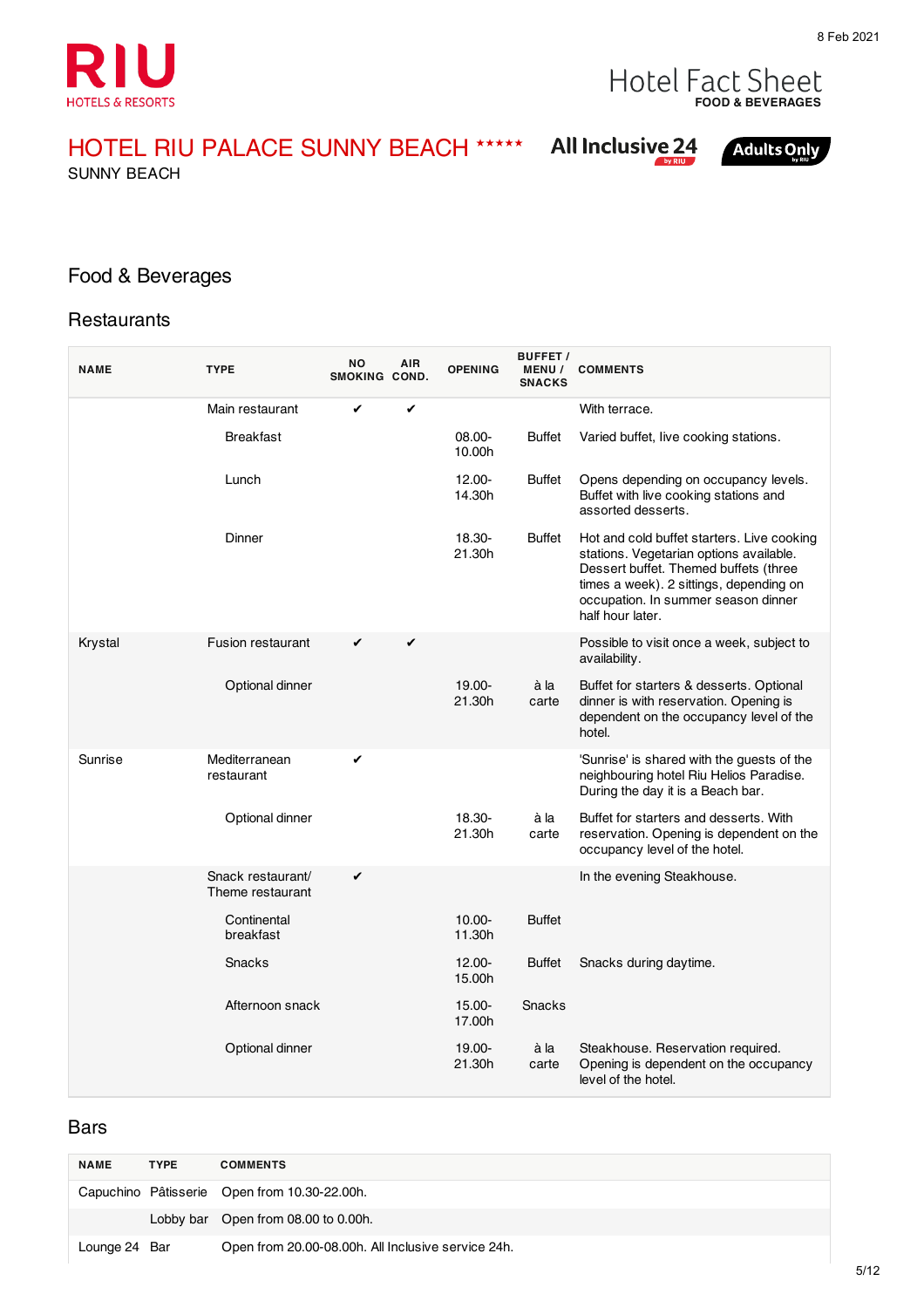# HOTEL RIU PALACE SUNNY BEACH *****

SUNNY BEACH

All Inclusive 24 by RIU | Adults Only by RIU

Hotel Fact Sheet
**FOOD & BEVERAGES**

8 Feb 2021

## Food & Beverages

### Restaurants

| NAME | TYPE | NO SMOKING | AIR COND. | OPENING | BUFFET / MENU / SNACKS | COMMENTS |
|---|---|---|---|---|---|---|
| | Main restaurant | ✔ | ✔ | | | With terrace. |
| | Breakfast | | | 08.00-10.00h | Buffet | Varied buffet, live cooking stations. |
| | Lunch | | | 12.00-14.30h | Buffet | Opens depending on occupancy levels. Buffet with live cooking stations and assorted desserts. |
| | Dinner | | | 18.30-21.30h | Buffet | Hot and cold buffet starters. Live cooking stations. Vegetarian options available. Dessert buffet. Themed buffets (three times a week). 2 sittings, depending on occupation. In summer season dinner half hour later. |
| Krystal | Fusion restaurant | ✔ | ✔ | | | Possible to visit once a week, subject to availability. |
| | Optional dinner | | | 19.00-21.30h | à la carte | Buffet for starters & desserts. Optional dinner is with reservation. Opening is dependent on the occupancy level of the hotel. |
| Sunrise | Mediterranean restaurant | ✔ | | | | 'Sunrise' is shared with the guests of the neighbouring hotel Riu Helios Paradise. During the day it is a Beach bar. |
| | Optional dinner | | | 18.30-21.30h | à la carte | Buffet for starters and desserts. With reservation. Opening is dependent on the occupancy level of the hotel. |
| | Snack restaurant/ Theme restaurant | ✔ | | | | In the evening Steakhouse. |
| | Continental breakfast | | | 10.00-11.30h | Buffet | |
| | Snacks | | | 12.00-15.00h | Buffet | Snacks during daytime. |
| | Afternoon snack | | | 15.00-17.00h | Snacks | |
| | Optional dinner | | | 19.00-21.30h | à la carte | Steakhouse. Reservation required. Opening is dependent on the occupancy level of the hotel. |

### Bars

| NAME | TYPE | COMMENTS |
|---|---|---|
| Capuchino | Pâtisserie | Open from 10.30-22.00h. |
| | Lobby bar | Open from 08.00 to 0.00h. |
| Lounge 24 | Bar | Open from 20.00-08.00h. All Inclusive service 24h. |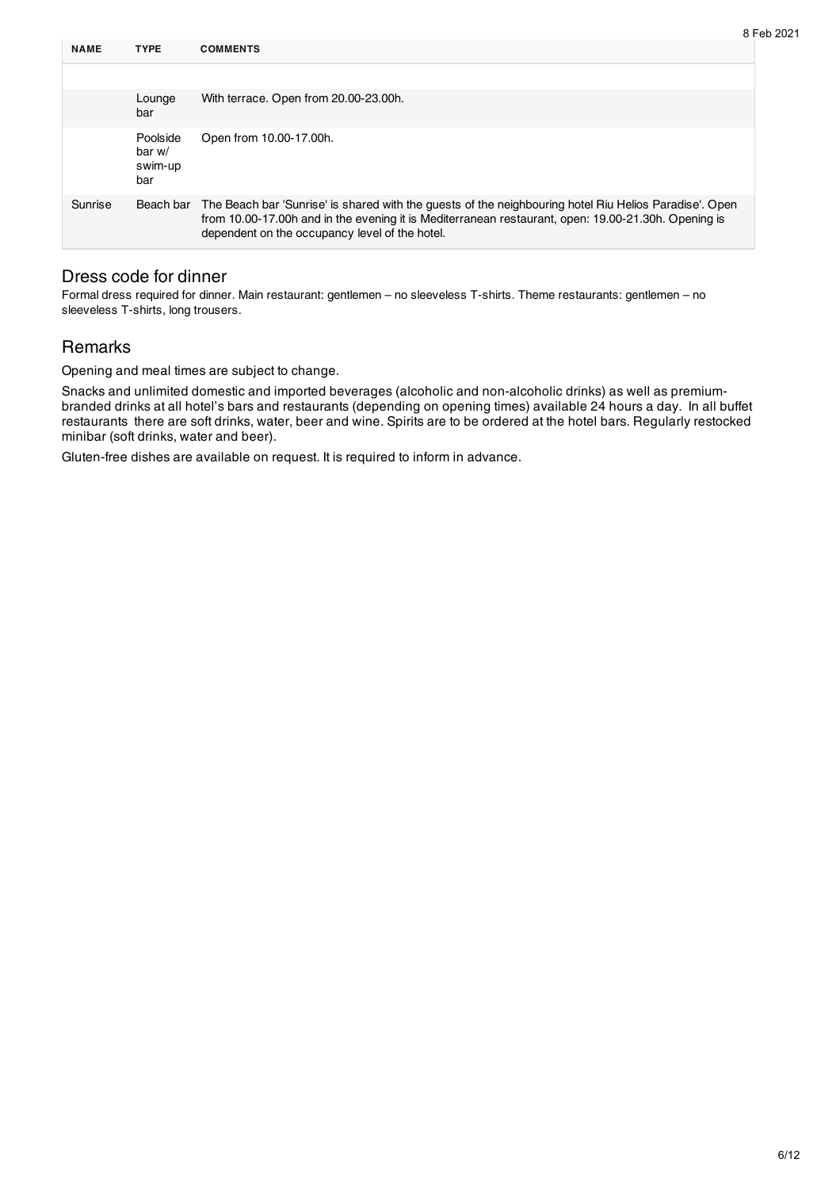| NAME | TYPE | COMMENTS |
|---|---|---|
| | | |
| | Lounge bar | With terrace. Open from 20.00-23.00h. |
| | Poolside bar w/ swim-up bar | Open from 10.00-17.00h. |
| Sunrise | Beach bar | The Beach bar 'Sunrise' is shared with the guests of the neighbouring hotel Riu Helios Paradise'. Open from 10.00-17.00h and in the evening it is Mediterranean restaurant, open: 19.00-21.30h. Opening is dependent on the occupancy level of the hotel. |

## Dress code for dinner

Formal dress required for dinner. Main restaurant: gentlemen – no sleeveless T-shirts. Theme restaurants: gentlemen – no sleeveless T-shirts, long trousers.

## Remarks

Opening and meal times are subject to change.

Snacks and unlimited domestic and imported beverages (alcoholic and non-alcoholic drinks) as well as premium-branded drinks at all hotel's bars and restaurants (depending on opening times) available 24 hours a day. In all buffet restaurants there are soft drinks, water, beer and wine. Spirits are to be ordered at the hotel bars. Regularly restocked minibar (soft drinks, water and beer).

Gluten-free dishes are available on request. It is required to inform in advance.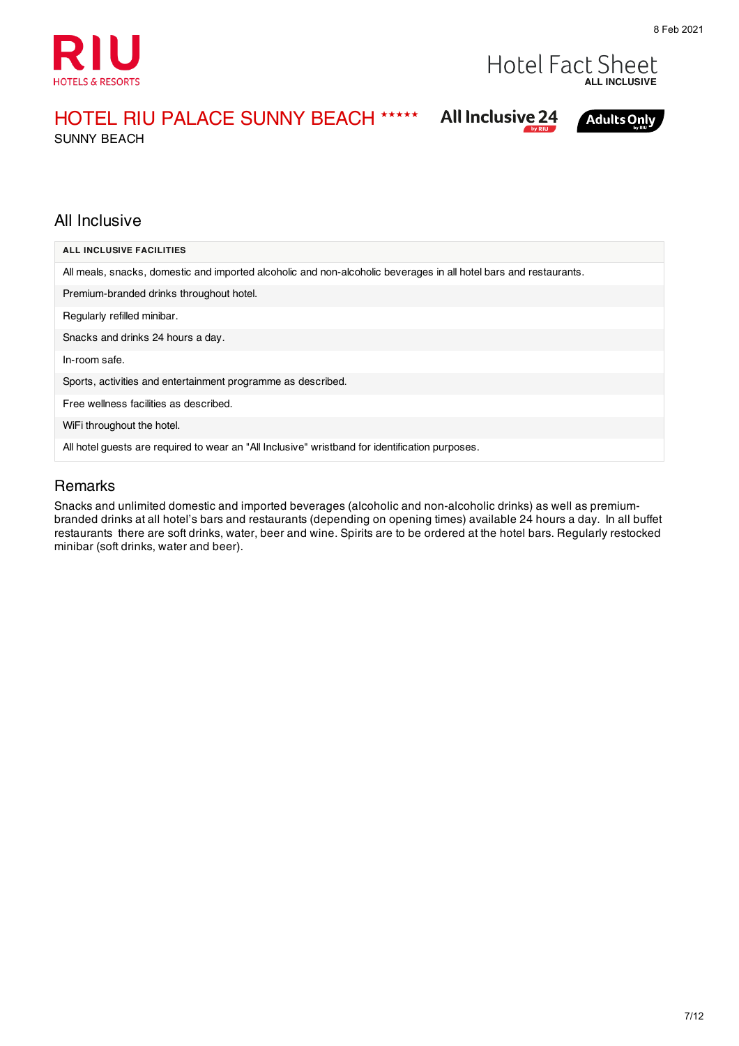# HOTEL RIU PALACE SUNNY BEACH *****

SUNNY BEACH

All Inclusive 24 | Adults Only

## All Inclusive

| ALL INCLUSIVE FACILITIES |
|---|
| All meals, snacks, domestic and imported alcoholic and non-alcoholic beverages in all hotel bars and restaurants. |
| Premium-branded drinks throughout hotel. |
| Regularly refilled minibar. |
| Snacks and drinks 24 hours a day. |
| In-room safe. |
| Sports, activities and entertainment programme as described. |
| Free wellness facilities as described. |
| WiFi throughout the hotel. |
| All hotel guests are required to wear an "All Inclusive" wristband for identification purposes. |

## Remarks

Snacks and unlimited domestic and imported beverages (alcoholic and non-alcoholic drinks) as well as premium-branded drinks at all hotel's bars and restaurants (depending on opening times) available 24 hours a day. In all buffet restaurants there are soft drinks, water, beer and wine. Spirits are to be ordered at the hotel bars. Regularly restocked minibar (soft drinks, water and beer).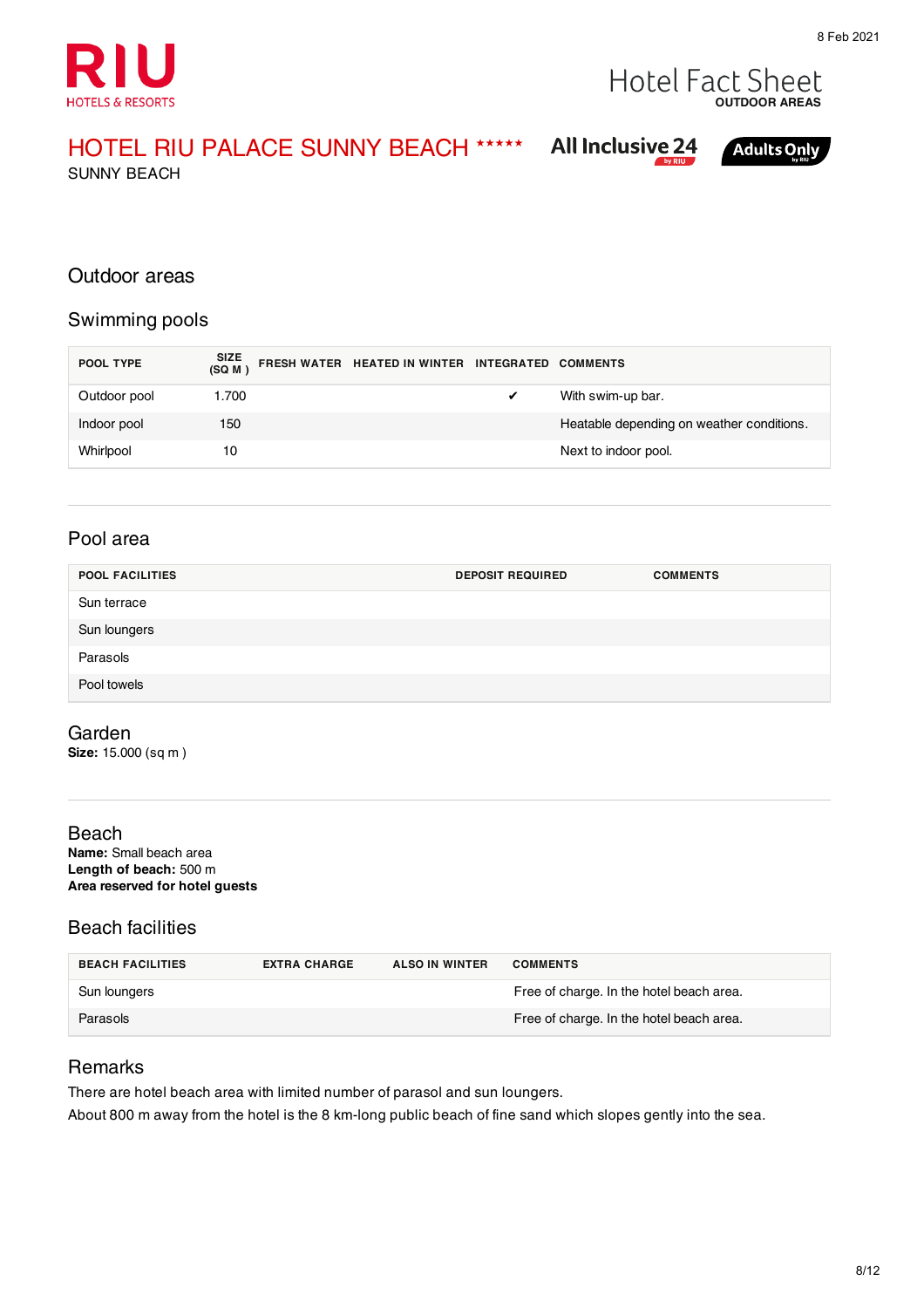# HOTEL RIU PALACE SUNNY BEACH *****

SUNNY BEACH

All Inclusive 24 by RIU

Adults Only by RIU

Hotel Fact Sheet
OUTDOOR AREAS

8 Feb 2021

## Outdoor areas

### Swimming pools

| POOL TYPE | SIZE (SQ M ) | FRESH WATER | HEATED IN WINTER | INTEGRATED | COMMENTS |
|---|---|---|---|---|---|
| Outdoor pool | 1.700 | | | ✔ | With swim-up bar. |
| Indoor pool | 150 | | | | Heatable depending on weather conditions. |
| Whirlpool | 10 | | | | Next to indoor pool. |

### Pool area

| POOL FACILITIES | DEPOSIT REQUIRED | COMMENTS |
|---|---|---|
| Sun terrace | | |
| Sun loungers | | |
| Parasols | | |
| Pool towels | | |

### Garden

**Size:** 15.000 (sq m )

### Beach

**Name:** Small beach area
**Length of beach:** 500 m
**Area reserved for hotel guests**

### Beach facilities

| BEACH FACILITIES | EXTRA CHARGE | ALSO IN WINTER | COMMENTS |
|---|---|---|---|
| Sun loungers | | | Free of charge. In the hotel beach area. |
| Parasols | | | Free of charge. In the hotel beach area. |

### Remarks

There are hotel beach area with limited number of parasol and sun loungers.
About 800 m away from the hotel is the 8 km-long public beach of fine sand which slopes gently into the sea.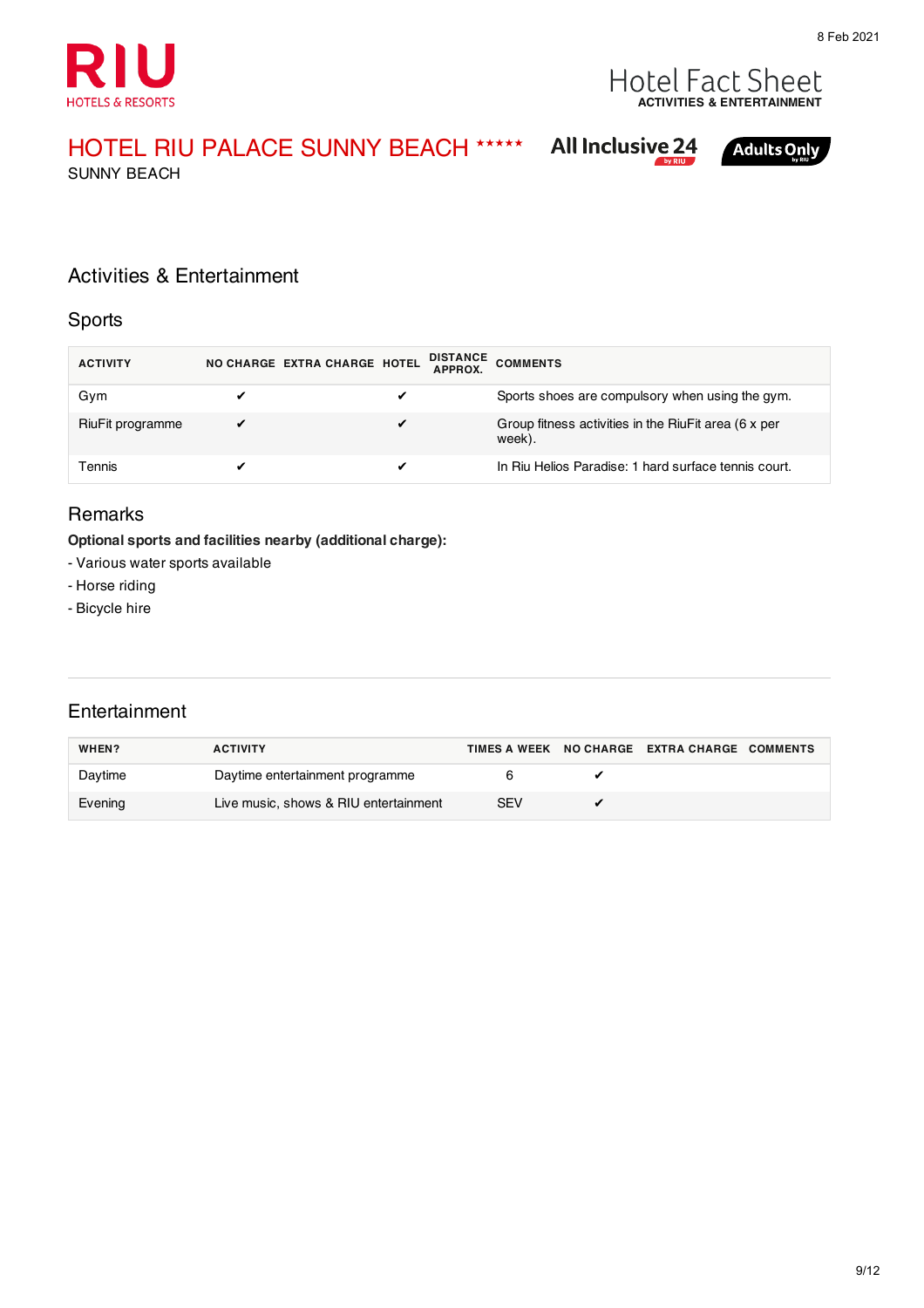8 Feb 2021

RIU HOTELS & RESORTS

Hotel Fact Sheet
**ACTIVITIES & ENTERTAINMENT**

# HOTEL RIU PALACE SUNNY BEACH *****

SUNNY BEACH

All Inclusive 24 by RIU — Adults Only by RIU

## Activities & Entertainment

### Sports

| ACTIVITY | NO CHARGE | EXTRA CHARGE | HOTEL | DISTANCE APPROX. | COMMENTS |
|---|---|---|---|---|---|
| Gym | ✔ | | ✔ | | Sports shoes are compulsory when using the gym. |
| RiuFit programme | ✔ | | ✔ | | Group fitness activities in the RiuFit area (6 x per week). |
| Tennis | ✔ | | ✔ | | In Riu Helios Paradise: 1 hard surface tennis court. |

### Remarks

**Optional sports and facilities nearby (additional charge):**

- Various water sports available
- Horse riding
- Bicycle hire

### Entertainment

| WHEN? | ACTIVITY | TIMES A WEEK | NO CHARGE | EXTRA CHARGE | COMMENTS |
|---|---|---|---|---|---|
| Daytime | Daytime entertainment programme | 6 | ✔ | | |
| Evening | Live music, shows & RIU entertainment | SEV | ✔ | | |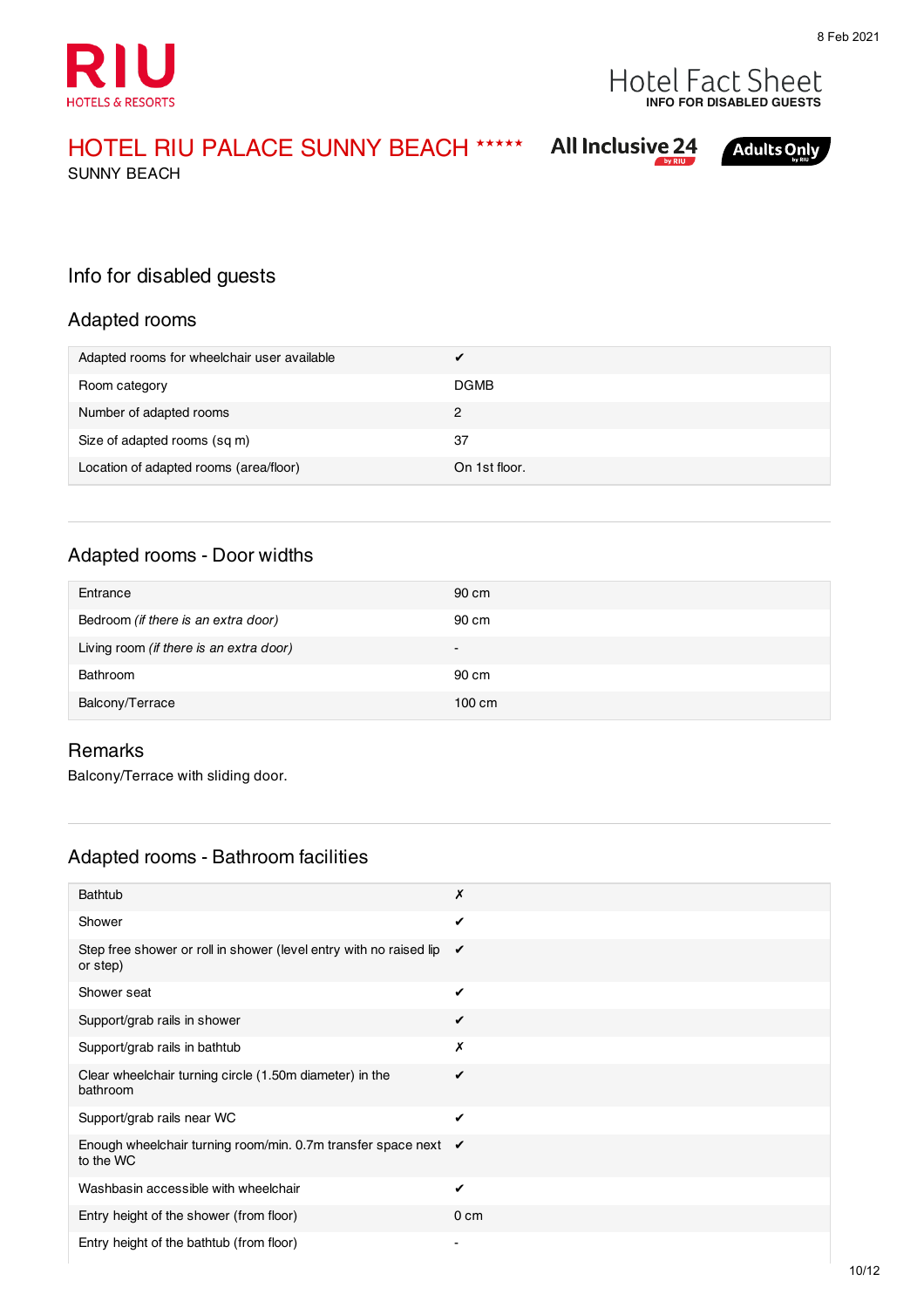# HOTEL RIU PALACE SUNNY BEACH *****

SUNNY BEACH

All Inclusive 24 by RIU | Adults Only by RIU

## Info for disabled guests

### Adapted rooms

| | |
|---|---|
| Adapted rooms for wheelchair user available | ✔ |
| Room category | DGMB |
| Number of adapted rooms | 2 |
| Size of adapted rooms (sq m) | 37 |
| Location of adapted rooms (area/floor) | On 1st floor. |

### Adapted rooms - Door widths

| | |
|---|---|
| Entrance | 90 cm |
| Bedroom *(if there is an extra door)* | 90 cm |
| Living room *(if there is an extra door)* | - |
| Bathroom | 90 cm |
| Balcony/Terrace | 100 cm |

### Remarks

Balcony/Terrace with sliding door.

### Adapted rooms - Bathroom facilities

| | |
|---|---|
| Bathtub | ✗ |
| Shower | ✔ |
| Step free shower or roll in shower (level entry with no raised lip or step) | ✔ |
| Shower seat | ✔ |
| Support/grab rails in shower | ✔ |
| Support/grab rails in bathtub | ✗ |
| Clear wheelchair turning circle (1.50m diameter) in the bathroom | ✔ |
| Support/grab rails near WC | ✔ |
| Enough wheelchair turning room/min. 0.7m transfer space next to the WC | ✔ |
| Washbasin accessible with wheelchair | ✔ |
| Entry height of the shower (from floor) | 0 cm |
| Entry height of the bathtub (from floor) | - |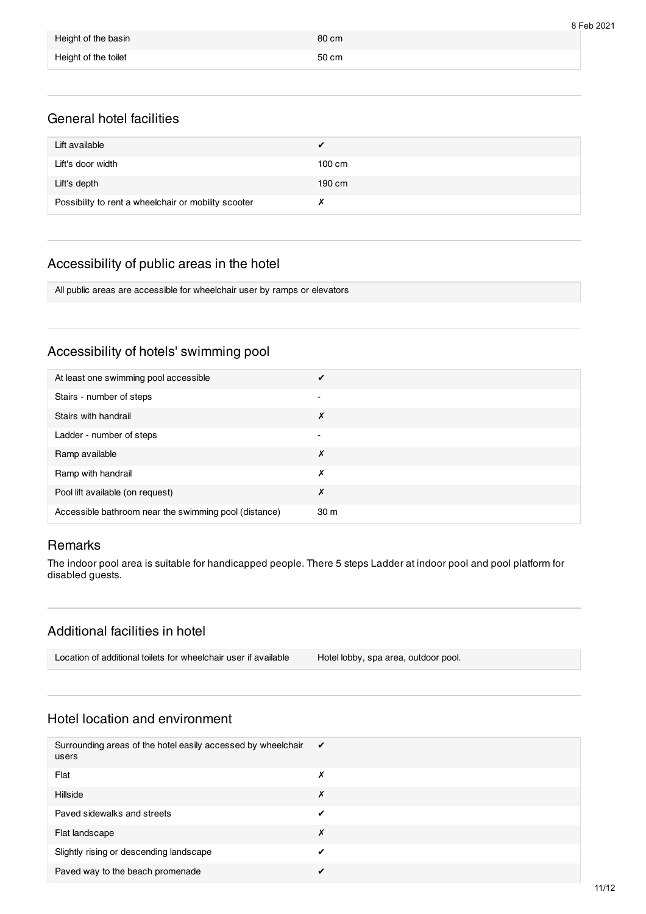| | |
|---|---|
| Height of the basin | 80 cm |
| Height of the toilet | 50 cm |

## General hotel facilities

| | |
|---|---|
| Lift available | ✔ |
| Lift's door width | 100 cm |
| Lift's depth | 190 cm |
| Possibility to rent a wheelchair or mobility scooter | ✗ |

## Accessibility of public areas in the hotel

All public areas are accessible for wheelchair user by ramps or elevators

## Accessibility of hotels' swimming pool

| | |
|---|---|
| At least one swimming pool accessible | ✔ |
| Stairs - number of steps | - |
| Stairs with handrail | ✗ |
| Ladder - number of steps | - |
| Ramp available | ✗ |
| Ramp with handrail | ✗ |
| Pool lift available (on request) | ✗ |
| Accessible bathroom near the swimming pool (distance) | 30 m |

## Remarks

The indoor pool area is suitable for handicapped people. There 5 steps Ladder at indoor pool and pool platform for disabled guests.

## Additional facilities in hotel

| | |
|---|---|
| Location of additional toilets for wheelchair user if available | Hotel lobby, spa area, outdoor pool. |

## Hotel location and environment

| | |
|---|---|
| Surrounding areas of the hotel easily accessed by wheelchair users | ✔ |
| Flat | ✗ |
| Hillside | ✗ |
| Paved sidewalks and streets | ✔ |
| Flat landscape | ✗ |
| Slightly rising or descending landscape | ✔ |
| Paved way to the beach promenade | ✔ |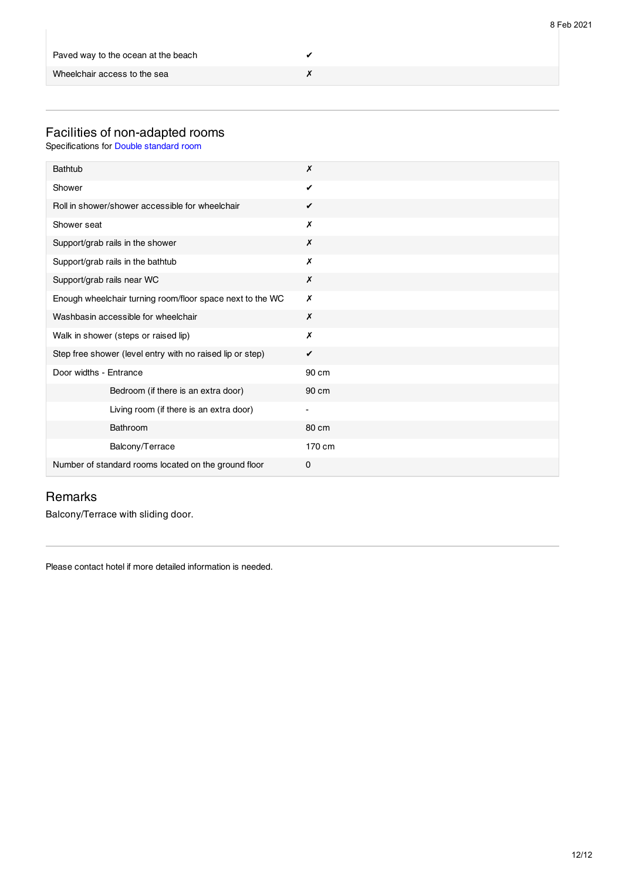| | |
|---|---|
| Paved way to the ocean at the beach | ✔ |
| Wheelchair access to the sea | ✗ |

## Facilities of non-adapted rooms

Specifications for Double standard room

| | |
|---|---|
| Bathtub | ✗ |
| Shower | ✔ |
| Roll in shower/shower accessible for wheelchair | ✔ |
| Shower seat | ✗ |
| Support/grab rails in the shower | ✗ |
| Support/grab rails in the bathtub | ✗ |
| Support/grab rails near WC | ✗ |
| Enough wheelchair turning room/floor space next to the WC | ✗ |
| Washbasin accessible for wheelchair | ✗ |
| Walk in shower (steps or raised lip) | ✗ |
| Step free shower (level entry with no raised lip or step) | ✔ |
| Door widths - Entrance | 90 cm |
| Bedroom (if there is an extra door) | 90 cm |
| Living room (if there is an extra door) | - |
| Bathroom | 80 cm |
| Balcony/Terrace | 170 cm |
| Number of standard rooms located on the ground floor | 0 |

## Remarks

Balcony/Terrace with sliding door.

Please contact hotel if more detailed information is needed.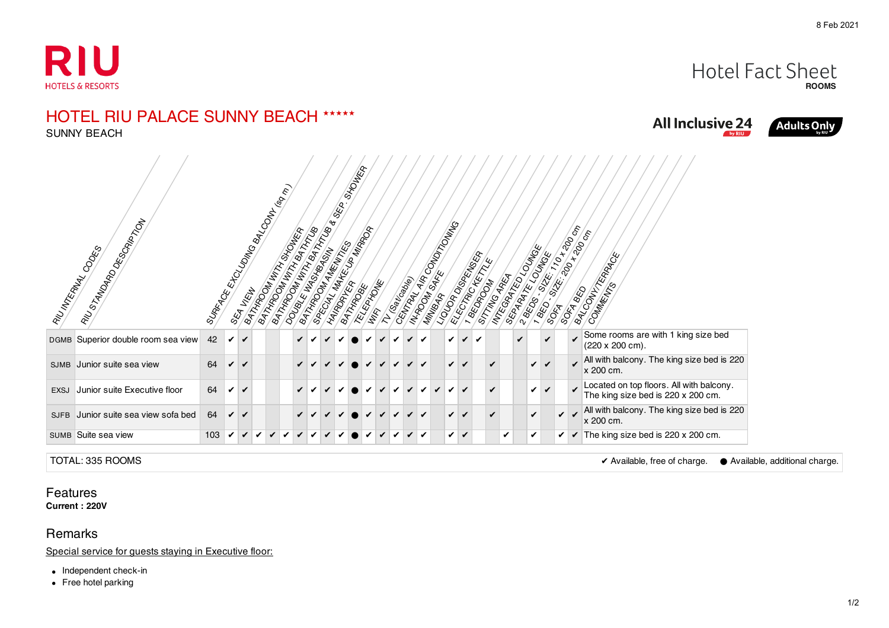# HOTEL RIU PALACE SUNNY BEACH *****

SUNNY BEACH

All Inclusive 24 by RIU | Adults Only by RIU

## Hotel Fact Sheet

**ROOMS**

8 Feb 2021

| RIU INTERNAL CODES | RIU STANDARD DESCRIPTION | SURFACE EXCLUDING BALCONY (sq m) | SEA VIEW | BATHROOM WITH SHOWER | BATHROOM WITH BATHTUB | BATHROOM WITH BATHTUB & SEP. SHOWER | DOUBLE WASHBASIN | BATHROOM AMENITIES | SPECIAL MAKE-UP MIRROR | HAIRDRYER | BATHROBE | TELEPHONE | WIFI | TV (Sat/cable) | CENTRAL AIR CONDITIONING | IN-ROOM SAFE | MINIBAR | LIQUOR DISPENSER | ELECTRIC KETTLE | 1 BEDROOM | SITTING AREA | INTEGRATED LOUNGE | SEPARATE LOUNGE | 2 BEDS - SIZE: 110 x 200 cm | 1 BED - SIZE: 200 x 200 cm | SOFA | SOFA BED | BALCONY/TERRACE | COMMENTS |
|---|---|---|---|---|---|---|---|---|---|---|---|---|---|---|---|---|---|---|---|---|---|---|---|---|---|---|---|---|---|
| DGMB | Superior double room sea view | 42 | ✔ | ✔ | | | | ✔ | ✔ | ✔ | ✔ | ● | ✔ | ✔ | ✔ | ✔ | ✔ | | ✔ | ✔ | ✔ | | | ✔ | | ✔ | | ✔ | Some rooms are with 1 king size bed (220 x 200 cm). |
| SJMB | Junior suite sea view | 64 | ✔ | ✔ | | | | ✔ | ✔ | ✔ | ✔ | ● | ✔ | ✔ | ✔ | ✔ | ✔ | | ✔ | ✔ | | ✔ | | | ✔ | ✔ | | ✔ | All with balcony. The king size bed is 220 x 200 cm. |
| EXSJ | Junior suite Executive floor | 64 | ✔ | ✔ | | | | ✔ | ✔ | ✔ | ✔ | ● | ✔ | ✔ | ✔ | ✔ | ✔ | ✔ | ✔ | ✔ | | ✔ | | | ✔ | ✔ | | ✔ | Located on top floors. All with balcony. The king size bed is 220 x 200 cm. |
| SJFB | Junior suite sea view sofa bed | 64 | ✔ | ✔ | | | | ✔ | ✔ | ✔ | ✔ | ● | ✔ | ✔ | ✔ | ✔ | ✔ | | ✔ | ✔ | | ✔ | | | ✔ | | ✔ | ✔ | All with balcony. The king size bed is 220 x 200 cm. |
| SUMB | Suite sea view | 103 | ✔ | ✔ | ✔ | ✔ | ✔ | ✔ | ✔ | ✔ | ✔ | ● | ✔ | ✔ | ✔ | ✔ | ✔ | | ✔ | ✔ | | | ✔ | | ✔ | | ✔ | ✔ | The king size bed is 220 x 200 cm. |

TOTAL: 335 ROOMS

✔ Available, free of charge. ● Available, additional charge.

## Features

**Current : 220V**

## Remarks

Special service for guests staying in Executive floor:

- Independent check-in
- Free hotel parking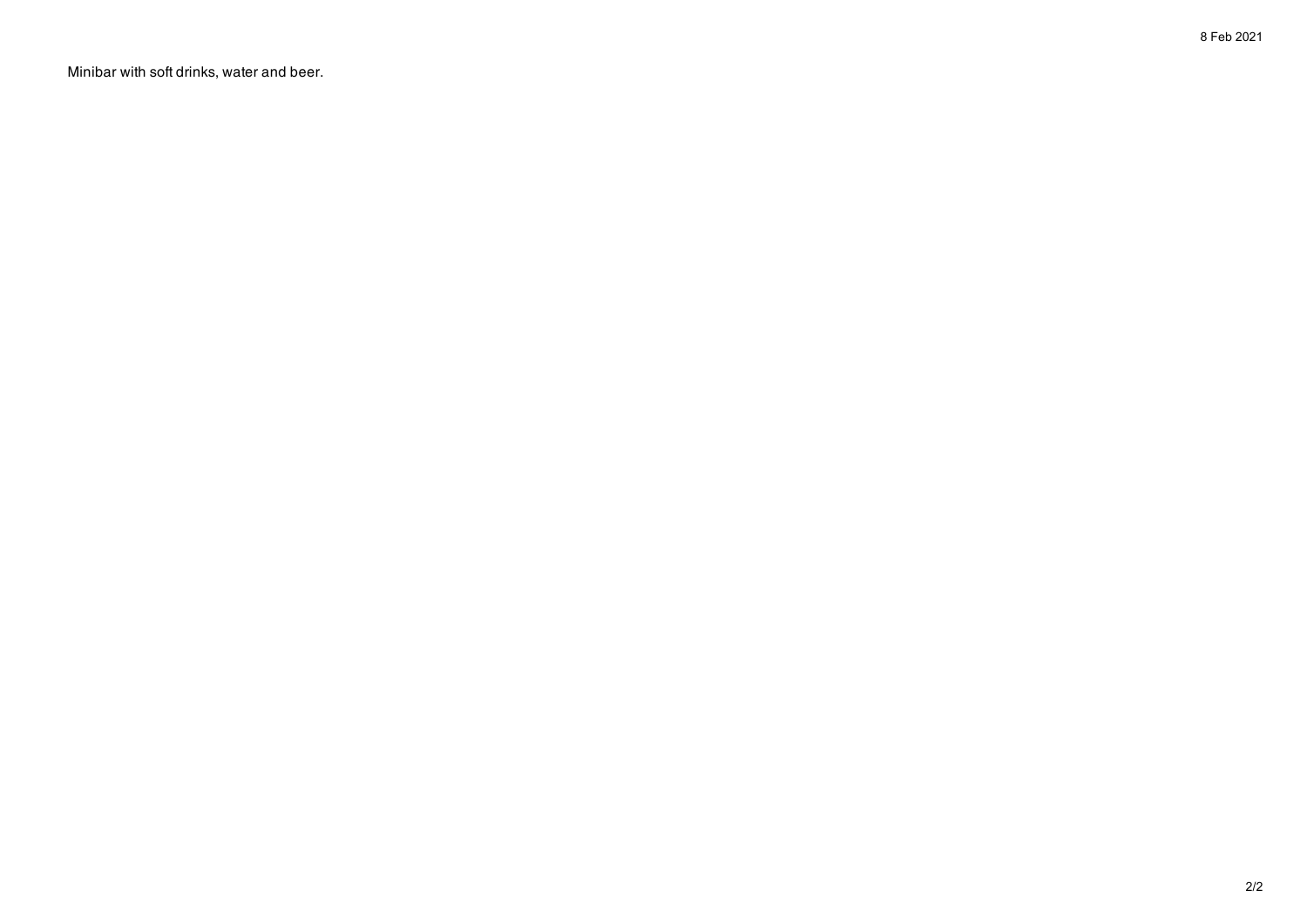Minibar with soft drinks, water and beer.